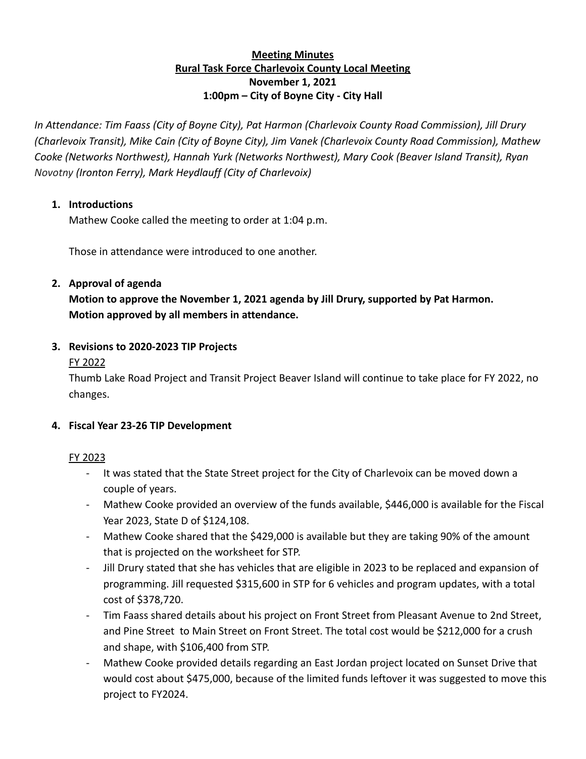**Meeting Minutes**
**Rural Task Force Charlevoix County Local Meeting**
**November 1, 2021**
**1:00pm – City of Boyne City - City Hall**

*In Attendance: Tim Faass (City of Boyne City), Pat Harmon (Charlevoix County Road Commission), Jill Drury (Charlevoix Transit), Mike Cain (City of Boyne City), Jim Vanek (Charlevoix County Road Commission), Mathew Cooke (Networks Northwest), Hannah Yurk (Networks Northwest), Mary Cook (Beaver Island Transit), Ryan Novotny (Ironton Ferry), Mark Heydlauff (City of Charlevoix)*

1. **Introductions**

   Mathew Cooke called the meeting to order at 1:04 p.m.

   Those in attendance were introduced to one another.

2. **Approval of agenda**

   **Motion to approve the November 1, 2021 agenda by Jill Drury, supported by Pat Harmon. Motion approved by all members in attendance.**

3. **Revisions to 2020-2023 TIP Projects**

   FY 2022

   Thumb Lake Road Project and Transit Project Beaver Island will continue to take place for FY 2022, no changes.

4. **Fiscal Year 23-26 TIP Development**

   FY 2023

   - It was stated that the State Street project for the City of Charlevoix can be moved down a couple of years.
   - Mathew Cooke provided an overview of the funds available, $446,000 is available for the Fiscal Year 2023, State D of $124,108.
   - Mathew Cooke shared that the $429,000 is available but they are taking 90% of the amount that is projected on the worksheet for STP.
   - Jill Drury stated that she has vehicles that are eligible in 2023 to be replaced and expansion of programming. Jill requested $315,600 in STP for 6 vehicles and program updates, with a total cost of $378,720.
   - Tim Faass shared details about his project on Front Street from Pleasant Avenue to 2nd Street, and Pine Street to Main Street on Front Street. The total cost would be $212,000 for a crush and shape, with $106,400 from STP.
   - Mathew Cooke provided details regarding an East Jordan project located on Sunset Drive that would cost about $475,000, because of the limited funds leftover it was suggested to move this project to FY2024.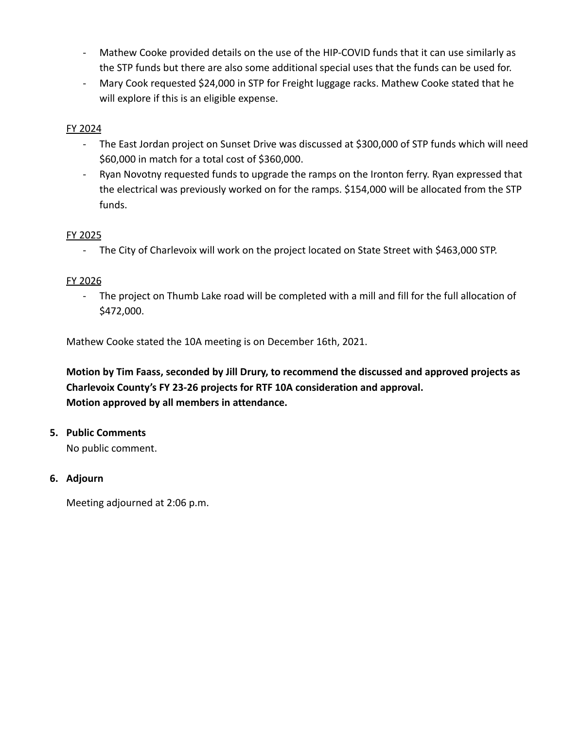- Mathew Cooke provided details on the use of the HIP-COVID funds that it can use similarly as the STP funds but there are also some additional special uses that the funds can be used for.
- Mary Cook requested $24,000 in STP for Freight luggage racks. Mathew Cooke stated that he will explore if this is an eligible expense.

<u>FY 2024</u>

- The East Jordan project on Sunset Drive was discussed at $300,000 of STP funds which will need $60,000 in match for a total cost of $360,000.
- Ryan Novotny requested funds to upgrade the ramps on the Ironton ferry. Ryan expressed that the electrical was previously worked on for the ramps. $154,000 will be allocated from the STP funds.

<u>FY 2025</u>

- The City of Charlevoix will work on the project located on State Street with $463,000 STP.

<u>FY 2026</u>

- The project on Thumb Lake road will be completed with a mill and fill for the full allocation of $472,000.

Mathew Cooke stated the 10A meeting is on December 16th, 2021.

**Motion by Tim Faass, seconded by Jill Drury, to recommend the discussed and approved projects as Charlevoix County's FY 23-26 projects for RTF 10A consideration and approval.**
**Motion approved by all members in attendance.**

5. **Public Comments**

   No public comment.

6. **Adjourn**

   Meeting adjourned at 2:06 p.m.